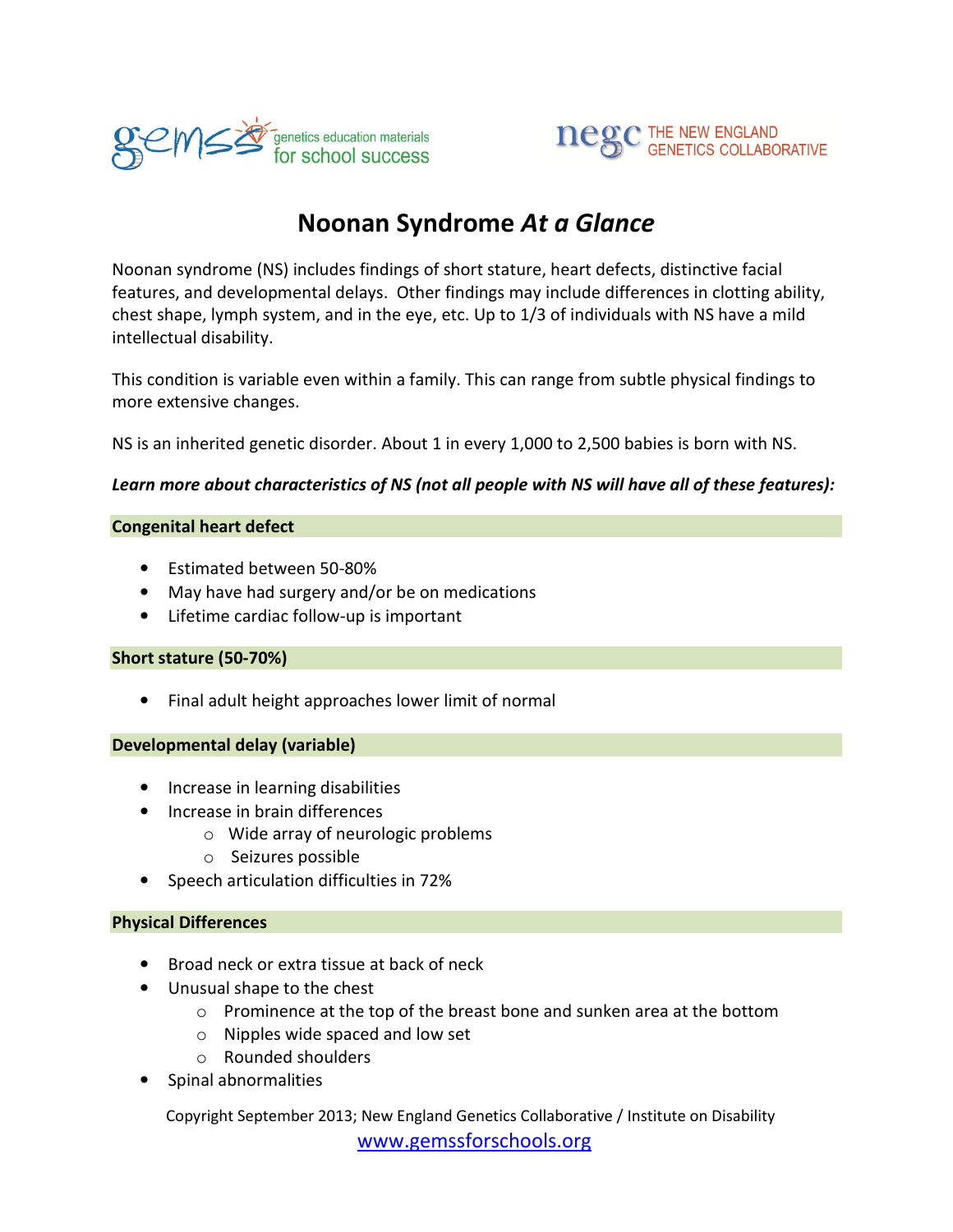gemss genetics education materials for school success

negc THE NEW ENGLAND GENETICS COLLABORATIVE

# Noonan Syndrome *At a Glance*

Noonan syndrome (NS) includes findings of short stature, heart defects, distinctive facial features, and developmental delays. Other findings may include differences in clotting ability, chest shape, lymph system, and in the eye, etc. Up to 1/3 of individuals with NS have a mild intellectual disability.

This condition is variable even within a family. This can range from subtle physical findings to more extensive changes.

NS is an inherited genetic disorder. About 1 in every 1,000 to 2,500 babies is born with NS.

***Learn more about characteristics of NS (not all people with NS will have all of these features):***

### Congenital heart defect

- Estimated between 50-80%
- May have had surgery and/or be on medications
- Lifetime cardiac follow-up is important

### Short stature (50-70%)

- Final adult height approaches lower limit of normal

### Developmental delay (variable)

- Increase in learning disabilities
- Increase in brain differences
  - Wide array of neurologic problems
  - Seizures possible
- Speech articulation difficulties in 72%

### Physical Differences

- Broad neck or extra tissue at back of neck
- Unusual shape to the chest
  - Prominence at the top of the breast bone and sunken area at the bottom
  - Nipples wide spaced and low set
  - Rounded shoulders
- Spinal abnormalities

Copyright September 2013; New England Genetics Collaborative / Institute on Disability
www.gemssforschools.org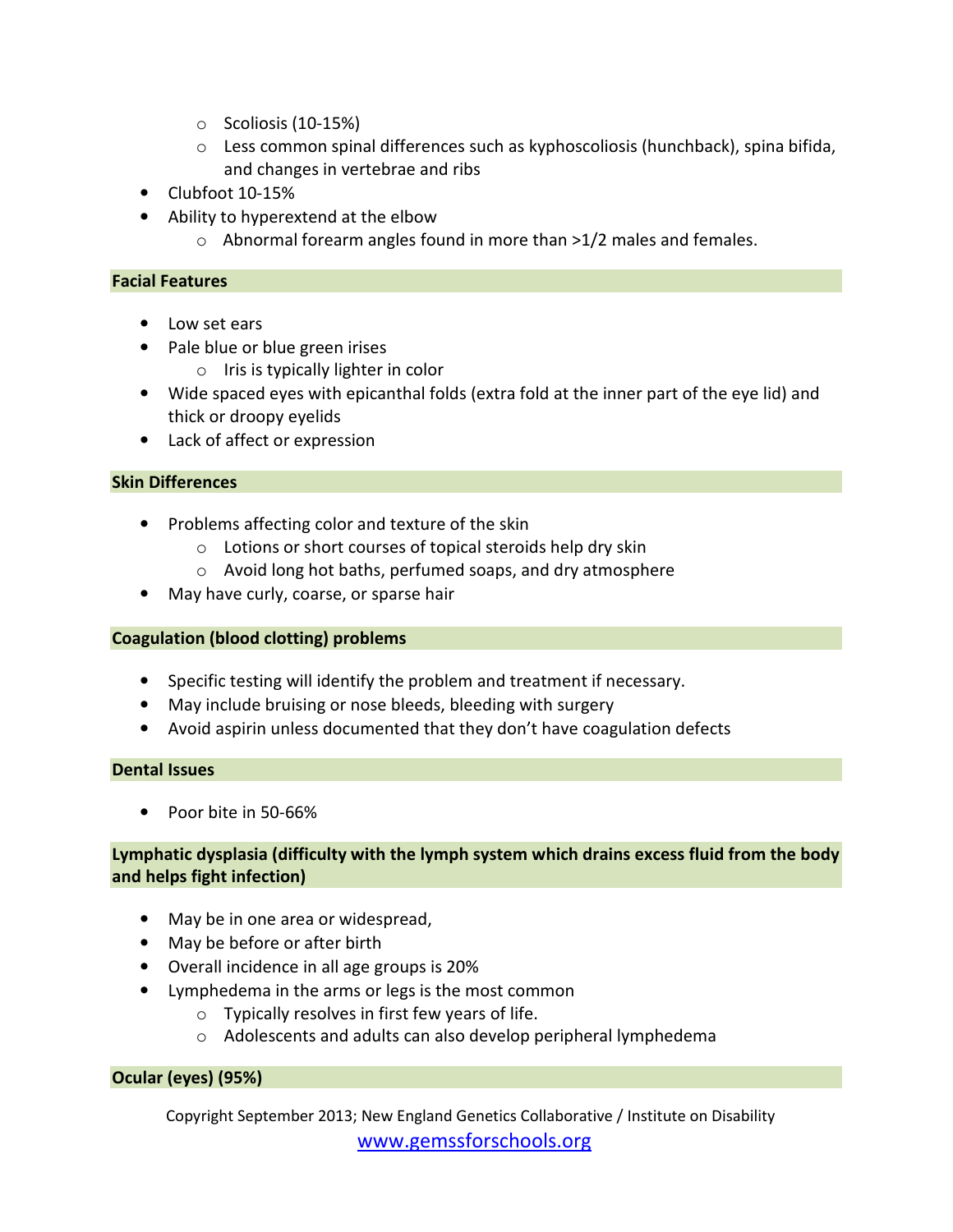- Scoliosis (10-15%)
    - Less common spinal differences such as kyphoscoliosis (hunchback), spina bifida, and changes in vertebrae and ribs
- Clubfoot 10-15%
- Ability to hyperextend at the elbow
    - Abnormal forearm angles found in more than >1/2 males and females.

### Facial Features

- Low set ears
- Pale blue or blue green irises
    - Iris is typically lighter in color
- Wide spaced eyes with epicanthal folds (extra fold at the inner part of the eye lid) and thick or droopy eyelids
- Lack of affect or expression

### Skin Differences

- Problems affecting color and texture of the skin
    - Lotions or short courses of topical steroids help dry skin
    - Avoid long hot baths, perfumed soaps, and dry atmosphere
- May have curly, coarse, or sparse hair

### Coagulation (blood clotting) problems

- Specific testing will identify the problem and treatment if necessary.
- May include bruising or nose bleeds, bleeding with surgery
- Avoid aspirin unless documented that they don't have coagulation defects

### Dental Issues

- Poor bite in 50-66%

### Lymphatic dysplasia (difficulty with the lymph system which drains excess fluid from the body and helps fight infection)

- May be in one area or widespread,
- May be before or after birth
- Overall incidence in all age groups is 20%
- Lymphedema in the arms or legs is the most common
    - Typically resolves in first few years of life.
    - Adolescents and adults can also develop peripheral lymphedema

### Ocular (eyes) (95%)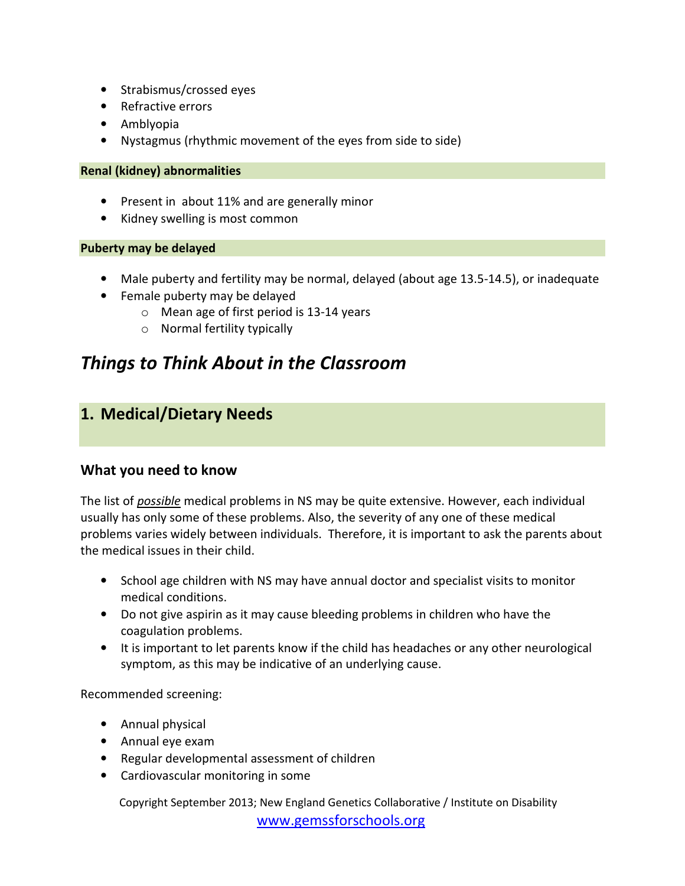- Strabismus/crossed eyes
- Refractive errors
- Amblyopia
- Nystagmus (rhythmic movement of the eyes from side to side)

**Renal (kidney) abnormalities**

- Present in about 11% and are generally minor
- Kidney swelling is most common

**Puberty may be delayed**

- Male puberty and fertility may be normal, delayed (about age 13.5-14.5), or inadequate
- Female puberty may be delayed
    - Mean age of first period is 13-14 years
    - Normal fertility typically

# *Things to Think About in the Classroom*

## 1. Medical/Dietary Needs

### What you need to know

The list of ***possible*** medical problems in NS may be quite extensive. However, each individual usually has only some of these problems. Also, the severity of any one of these medical problems varies widely between individuals. Therefore, it is important to ask the parents about the medical issues in their child.

- School age children with NS may have annual doctor and specialist visits to monitor medical conditions.
- Do not give aspirin as it may cause bleeding problems in children who have the coagulation problems.
- It is important to let parents know if the child has headaches or any other neurological symptom, as this may be indicative of an underlying cause.

Recommended screening:

- Annual physical
- Annual eye exam
- Regular developmental assessment of children
- Cardiovascular monitoring in some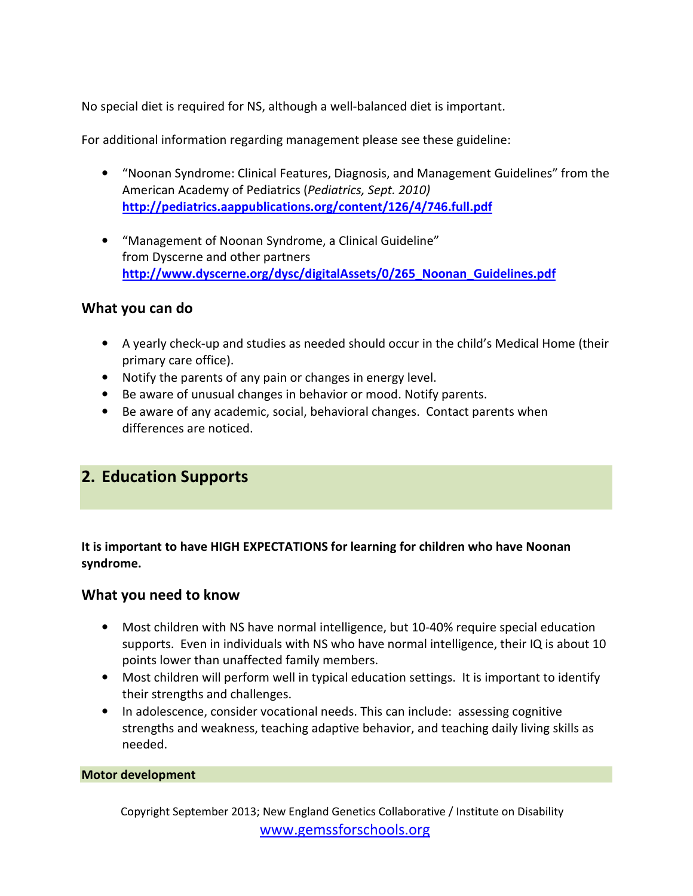No special diet is required for NS, although a well-balanced diet is important.

For additional information regarding management please see these guideline:

- "Noonan Syndrome: Clinical Features, Diagnosis, and Management Guidelines" from the American Academy of Pediatrics (*Pediatrics, Sept. 2010)*
  **http://pediatrics.aappublications.org/content/126/4/746.full.pdf**

- "Management of Noonan Syndrome, a Clinical Guideline" from Dyscerne and other partners
  **http://www.dyscerne.org/dysc/digitalAssets/0/265_Noonan_Guidelines.pdf**

### What you can do

- A yearly check-up and studies as needed should occur in the child's Medical Home (their primary care office).
- Notify the parents of any pain or changes in energy level.
- Be aware of unusual changes in behavior or mood. Notify parents.
- Be aware of any academic, social, behavioral changes. Contact parents when differences are noticed.

## 2. Education Supports

**It is important to have HIGH EXPECTATIONS for learning for children who have Noonan syndrome.**

### What you need to know

- Most children with NS have normal intelligence, but 10-40% require special education supports. Even in individuals with NS who have normal intelligence, their IQ is about 10 points lower than unaffected family members.
- Most children will perform well in typical education settings. It is important to identify their strengths and challenges.
- In adolescence, consider vocational needs. This can include: assessing cognitive strengths and weakness, teaching adaptive behavior, and teaching daily living skills as needed.

**Motor development**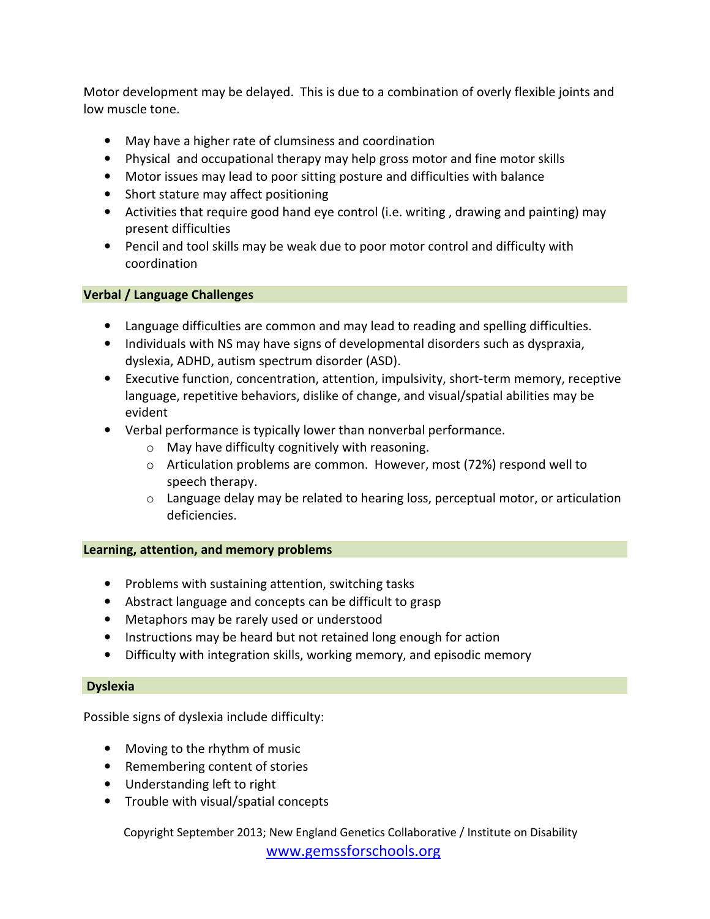Motor development may be delayed. This is due to a combination of overly flexible joints and low muscle tone.

- May have a higher rate of clumsiness and coordination
- Physical and occupational therapy may help gross motor and fine motor skills
- Motor issues may lead to poor sitting posture and difficulties with balance
- Short stature may affect positioning
- Activities that require good hand eye control (i.e. writing , drawing and painting) may present difficulties
- Pencil and tool skills may be weak due to poor motor control and difficulty with coordination

## Verbal / Language Challenges

- Language difficulties are common and may lead to reading and spelling difficulties.
- Individuals with NS may have signs of developmental disorders such as dyspraxia, dyslexia, ADHD, autism spectrum disorder (ASD).
- Executive function, concentration, attention, impulsivity, short-term memory, receptive language, repetitive behaviors, dislike of change, and visual/spatial abilities may be evident
- Verbal performance is typically lower than nonverbal performance.
  - May have difficulty cognitively with reasoning.
  - Articulation problems are common. However, most (72%) respond well to speech therapy.
  - Language delay may be related to hearing loss, perceptual motor, or articulation deficiencies.

## Learning, attention, and memory problems

- Problems with sustaining attention, switching tasks
- Abstract language and concepts can be difficult to grasp
- Metaphors may be rarely used or understood
- Instructions may be heard but not retained long enough for action
- Difficulty with integration skills, working memory, and episodic memory

## Dyslexia

Possible signs of dyslexia include difficulty:

- Moving to the rhythm of music
- Remembering content of stories
- Understanding left to right
- Trouble with visual/spatial concepts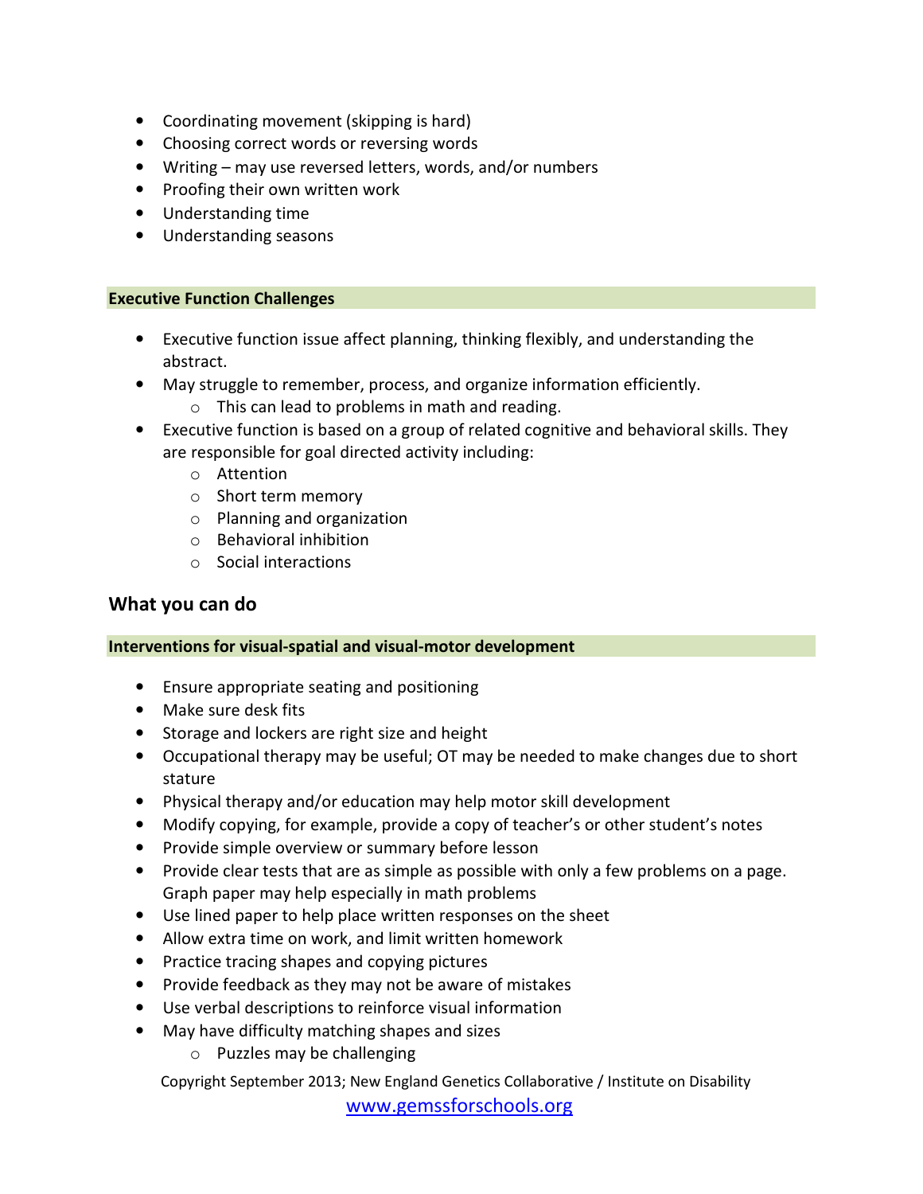- Coordinating movement (skipping is hard)
- Choosing correct words or reversing words
- Writing – may use reversed letters, words, and/or numbers
- Proofing their own written work
- Understanding time
- Understanding seasons

**Executive Function Challenges**

- Executive function issue affect planning, thinking flexibly, and understanding the abstract.
- May struggle to remember, process, and organize information efficiently.
  - This can lead to problems in math and reading.
- Executive function is based on a group of related cognitive and behavioral skills. They are responsible for goal directed activity including:
  - Attention
  - Short term memory
  - Planning and organization
  - Behavioral inhibition
  - Social interactions

## What you can do

**Interventions for visual-spatial and visual-motor development**

- Ensure appropriate seating and positioning
- Make sure desk fits
- Storage and lockers are right size and height
- Occupational therapy may be useful; OT may be needed to make changes due to short stature
- Physical therapy and/or education may help motor skill development
- Modify copying, for example, provide a copy of teacher's or other student's notes
- Provide simple overview or summary before lesson
- Provide clear tests that are as simple as possible with only a few problems on a page. Graph paper may help especially in math problems
- Use lined paper to help place written responses on the sheet
- Allow extra time on work, and limit written homework
- Practice tracing shapes and copying pictures
- Provide feedback as they may not be aware of mistakes
- Use verbal descriptions to reinforce visual information
- May have difficulty matching shapes and sizes
  - Puzzles may be challenging

Copyright September 2013; New England Genetics Collaborative / Institute on Disability
www.gemssforschools.org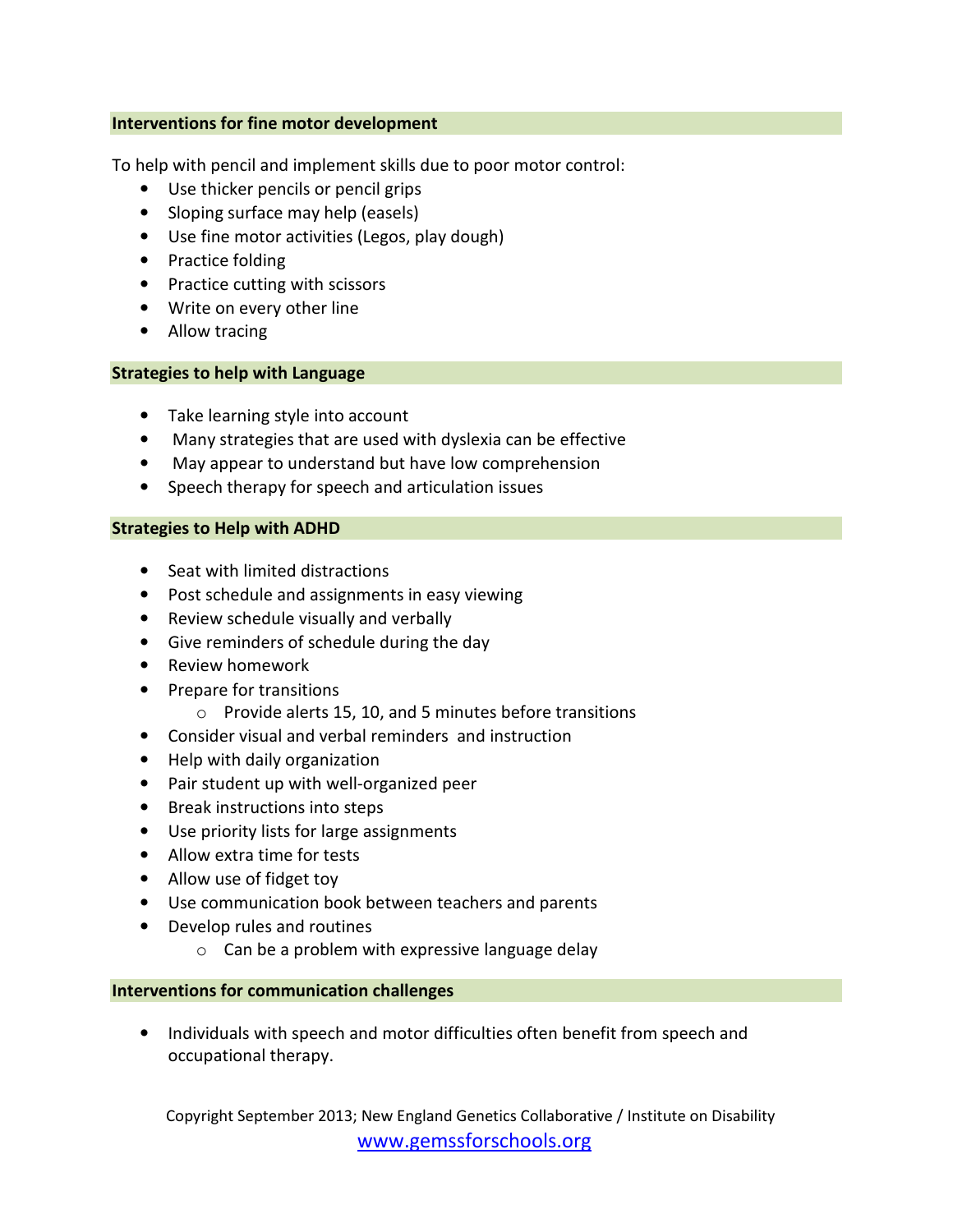## Interventions for fine motor development

To help with pencil and implement skills due to poor motor control:

- Use thicker pencils or pencil grips
- Sloping surface may help (easels)
- Use fine motor activities (Legos, play dough)
- Practice folding
- Practice cutting with scissors
- Write on every other line
- Allow tracing

## Strategies to help with Language

- Take learning style into account
- Many strategies that are used with dyslexia can be effective
- May appear to understand but have low comprehension
- Speech therapy for speech and articulation issues

## Strategies to Help with ADHD

- Seat with limited distractions
- Post schedule and assignments in easy viewing
- Review schedule visually and verbally
- Give reminders of schedule during the day
- Review homework
- Prepare for transitions
  - Provide alerts 15, 10, and 5 minutes before transitions
- Consider visual and verbal reminders and instruction
- Help with daily organization
- Pair student up with well-organized peer
- Break instructions into steps
- Use priority lists for large assignments
- Allow extra time for tests
- Allow use of fidget toy
- Use communication book between teachers and parents
- Develop rules and routines
  - Can be a problem with expressive language delay

## Interventions for communication challenges

- Individuals with speech and motor difficulties often benefit from speech and occupational therapy.

Copyright September 2013; New England Genetics Collaborative / Institute on Disability
www.gemssforschools.org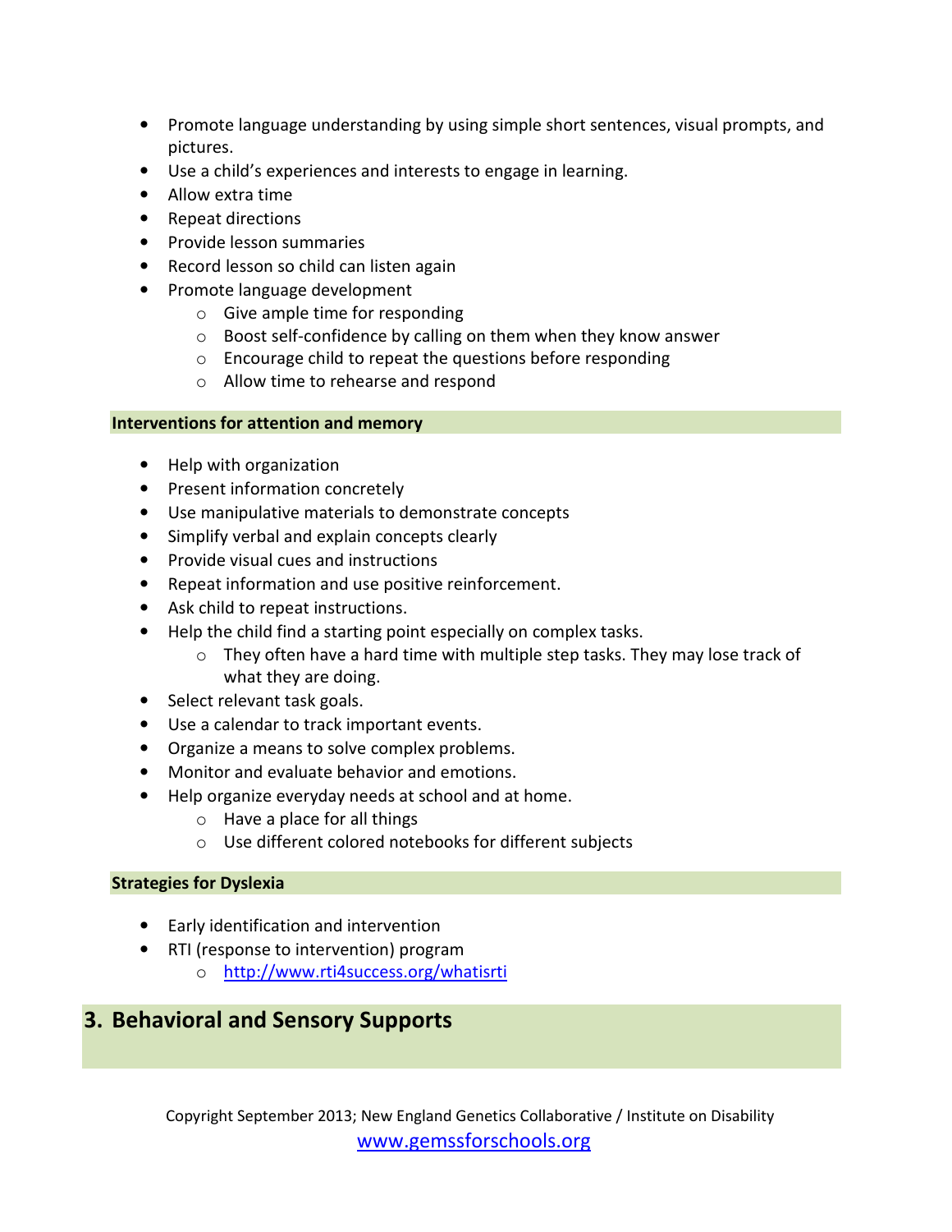- Promote language understanding by using simple short sentences, visual prompts, and pictures.
- Use a child's experiences and interests to engage in learning.
- Allow extra time
- Repeat directions
- Provide lesson summaries
- Record lesson so child can listen again
- Promote language development
    - Give ample time for responding
    - Boost self-confidence by calling on them when they know answer
    - Encourage child to repeat the questions before responding
    - Allow time to rehearse and respond

**Interventions for attention and memory**

- Help with organization
- Present information concretely
- Use manipulative materials to demonstrate concepts
- Simplify verbal and explain concepts clearly
- Provide visual cues and instructions
- Repeat information and use positive reinforcement.
- Ask child to repeat instructions.
- Help the child find a starting point especially on complex tasks.
    - They often have a hard time with multiple step tasks. They may lose track of what they are doing.
- Select relevant task goals.
- Use a calendar to track important events.
- Organize a means to solve complex problems.
- Monitor and evaluate behavior and emotions.
- Help organize everyday needs at school and at home.
    - Have a place for all things
    - Use different colored notebooks for different subjects

**Strategies for Dyslexia**

- Early identification and intervention
- RTI (response to intervention) program
    - http://www.rti4success.org/whatisrti

## 3. Behavioral and Sensory Supports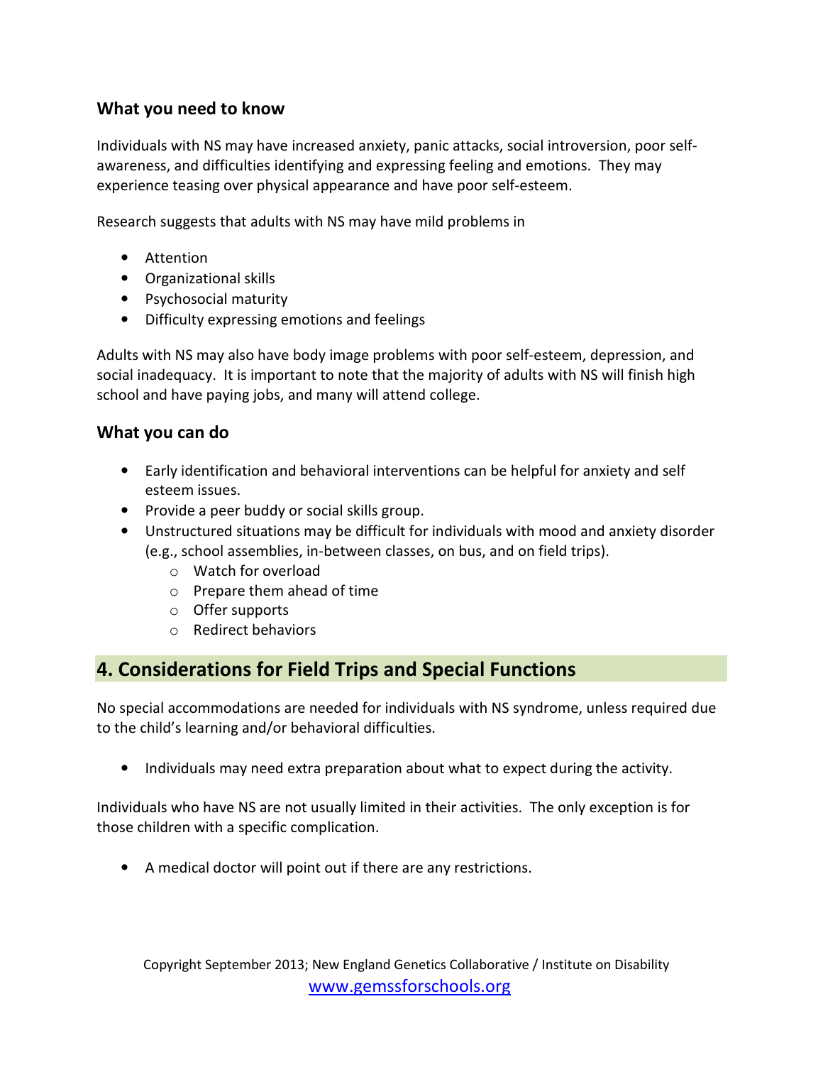### What you need to know

Individuals with NS may have increased anxiety, panic attacks, social introversion, poor self-awareness, and difficulties identifying and expressing feeling and emotions. They may experience teasing over physical appearance and have poor self-esteem.

Research suggests that adults with NS may have mild problems in

- Attention
- Organizational skills
- Psychosocial maturity
- Difficulty expressing emotions and feelings

Adults with NS may also have body image problems with poor self-esteem, depression, and social inadequacy. It is important to note that the majority of adults with NS will finish high school and have paying jobs, and many will attend college.

### What you can do

- Early identification and behavioral interventions can be helpful for anxiety and self esteem issues.
- Provide a peer buddy or social skills group.
- Unstructured situations may be difficult for individuals with mood and anxiety disorder (e.g., school assemblies, in-between classes, on bus, and on field trips).
  - Watch for overload
  - Prepare them ahead of time
  - Offer supports
  - Redirect behaviors

## 4. Considerations for Field Trips and Special Functions

No special accommodations are needed for individuals with NS syndrome, unless required due to the child's learning and/or behavioral difficulties.

- Individuals may need extra preparation about what to expect during the activity.

Individuals who have NS are not usually limited in their activities. The only exception is for those children with a specific complication.

- A medical doctor will point out if there are any restrictions.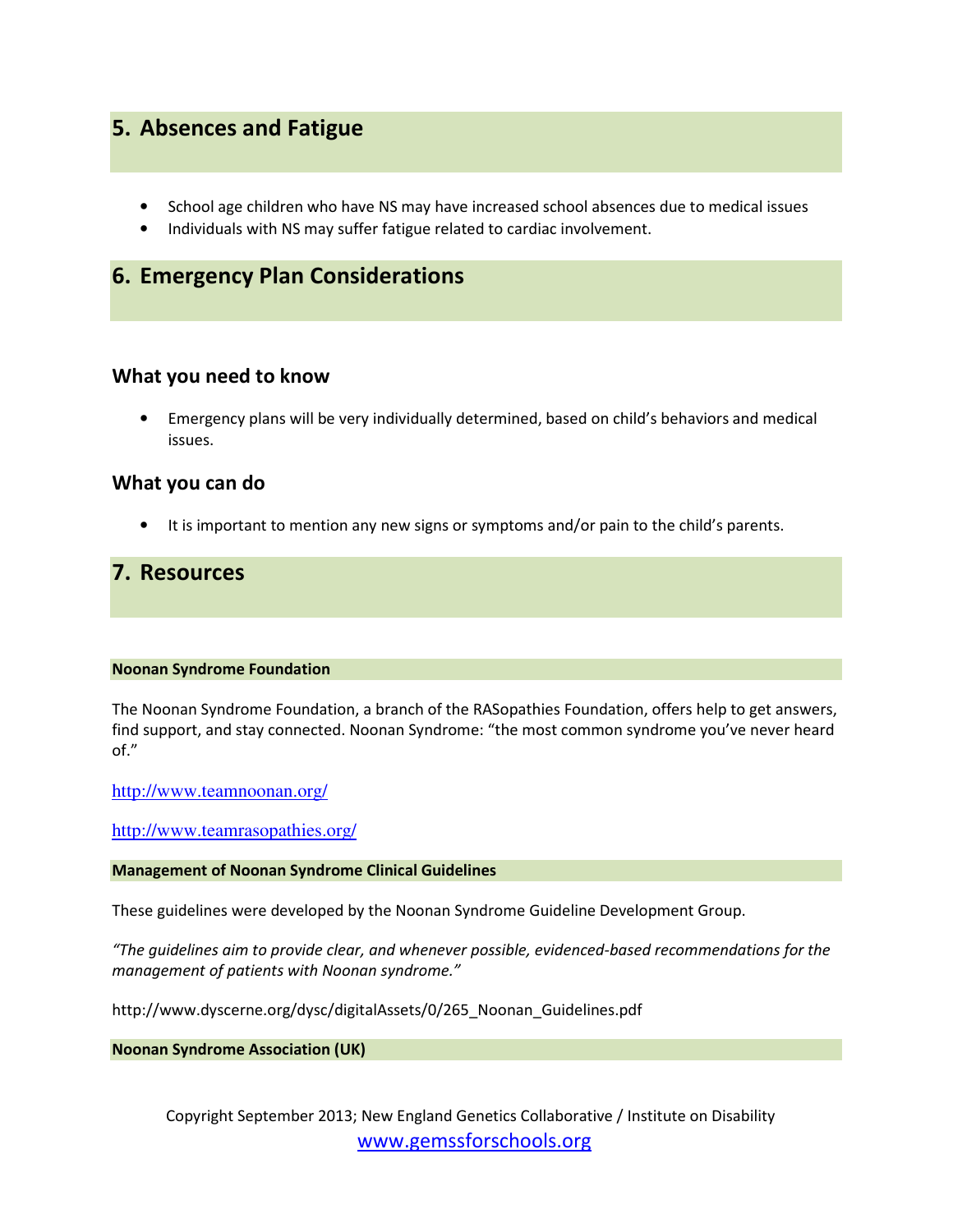## 5. Absences and Fatigue

- School age children who have NS may have increased school absences due to medical issues
- Individuals with NS may suffer fatigue related to cardiac involvement.

## 6. Emergency Plan Considerations

### What you need to know

- Emergency plans will be very individually determined, based on child's behaviors and medical issues.

### What you can do

- It is important to mention any new signs or symptoms and/or pain to the child's parents.

## 7. Resources

#### Noonan Syndrome Foundation

The Noonan Syndrome Foundation, a branch of the RASopathies Foundation, offers help to get answers, find support, and stay connected. Noonan Syndrome: "the most common syndrome you've never heard of."

http://www.teamnoonan.org/

http://www.teamrasopathies.org/

#### Management of Noonan Syndrome Clinical Guidelines

These guidelines were developed by the Noonan Syndrome Guideline Development Group.

*"The guidelines aim to provide clear, and whenever possible, evidenced-based recommendations for the management of patients with Noonan syndrome."*

http://www.dyscerne.org/dysc/digitalAssets/0/265_Noonan_Guidelines.pdf

#### Noonan Syndrome Association (UK)

Copyright September 2013; New England Genetics Collaborative / Institute on Disability
www.gemssforschools.org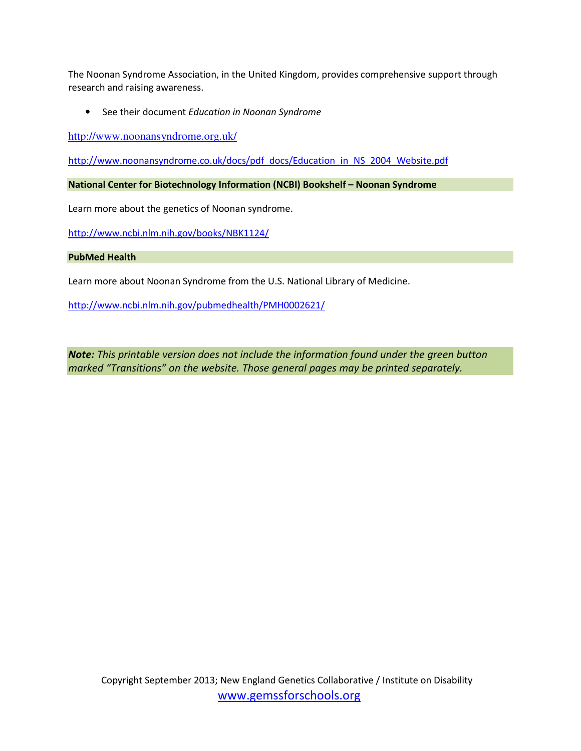The Noonan Syndrome Association, in the United Kingdom, provides comprehensive support through research and raising awareness.

- See their document *Education in Noonan Syndrome*

http://www.noonansyndrome.org.uk/

http://www.noonansyndrome.co.uk/docs/pdf_docs/Education_in_NS_2004_Website.pdf

**National Center for Biotechnology Information (NCBI) Bookshelf – Noonan Syndrome**

Learn more about the genetics of Noonan syndrome.

http://www.ncbi.nlm.nih.gov/books/NBK1124/

**PubMed Health**

Learn more about Noonan Syndrome from the U.S. National Library of Medicine.

http://www.ncbi.nlm.nih.gov/pubmedhealth/PMH0002621/

***Note:*** *This printable version does not include the information found under the green button marked "Transitions" on the website. Those general pages may be printed separately.*

Copyright September 2013; New England Genetics Collaborative / Institute on Disability
www.gemssforschools.org